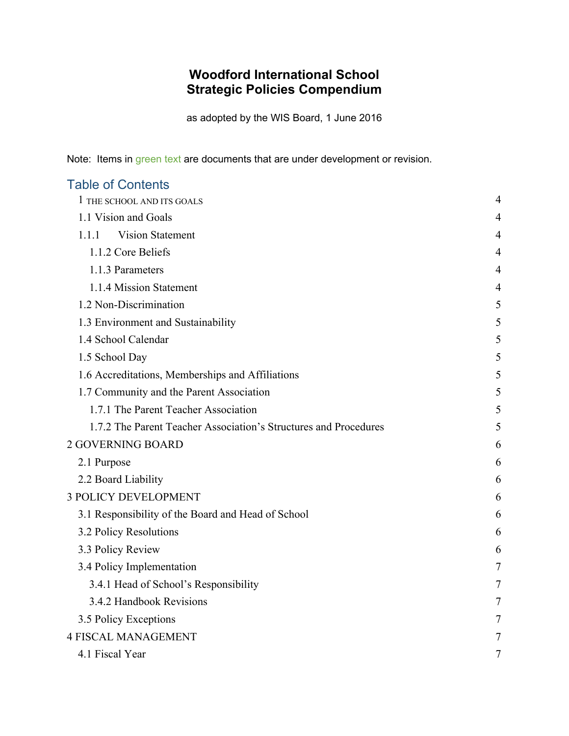# Woodford International School
# Strategic Policies Compendium

as adopted by the WIS Board, 1 June 2016

Note: Items in green text are documents that are under development or revision.

## Table of Contents

| | |
|---|---|
| 1 THE SCHOOL AND ITS GOALS | 4 |
| 1.1 Vision and Goals | 4 |
| 1.1.1 Vision Statement | 4 |
| 1.1.2 Core Beliefs | 4 |
| 1.1.3 Parameters | 4 |
| 1.1.4 Mission Statement | 4 |
| 1.2 Non-Discrimination | 5 |
| 1.3 Environment and Sustainability | 5 |
| 1.4 School Calendar | 5 |
| 1.5 School Day | 5 |
| 1.6 Accreditations, Memberships and Affiliations | 5 |
| 1.7 Community and the Parent Association | 5 |
| 1.7.1 The Parent Teacher Association | 5 |
| 1.7.2 The Parent Teacher Association's Structures and Procedures | 5 |
| 2 GOVERNING BOARD | 6 |
| 2.1 Purpose | 6 |
| 2.2 Board Liability | 6 |
| 3 POLICY DEVELOPMENT | 6 |
| 3.1 Responsibility of the Board and Head of School | 6 |
| 3.2 Policy Resolutions | 6 |
| 3.3 Policy Review | 6 |
| 3.4 Policy Implementation | 7 |
| 3.4.1 Head of School's Responsibility | 7 |
| 3.4.2 Handbook Revisions | 7 |
| 3.5 Policy Exceptions | 7 |
| 4 FISCAL MANAGEMENT | 7 |
| 4.1 Fiscal Year | 7 |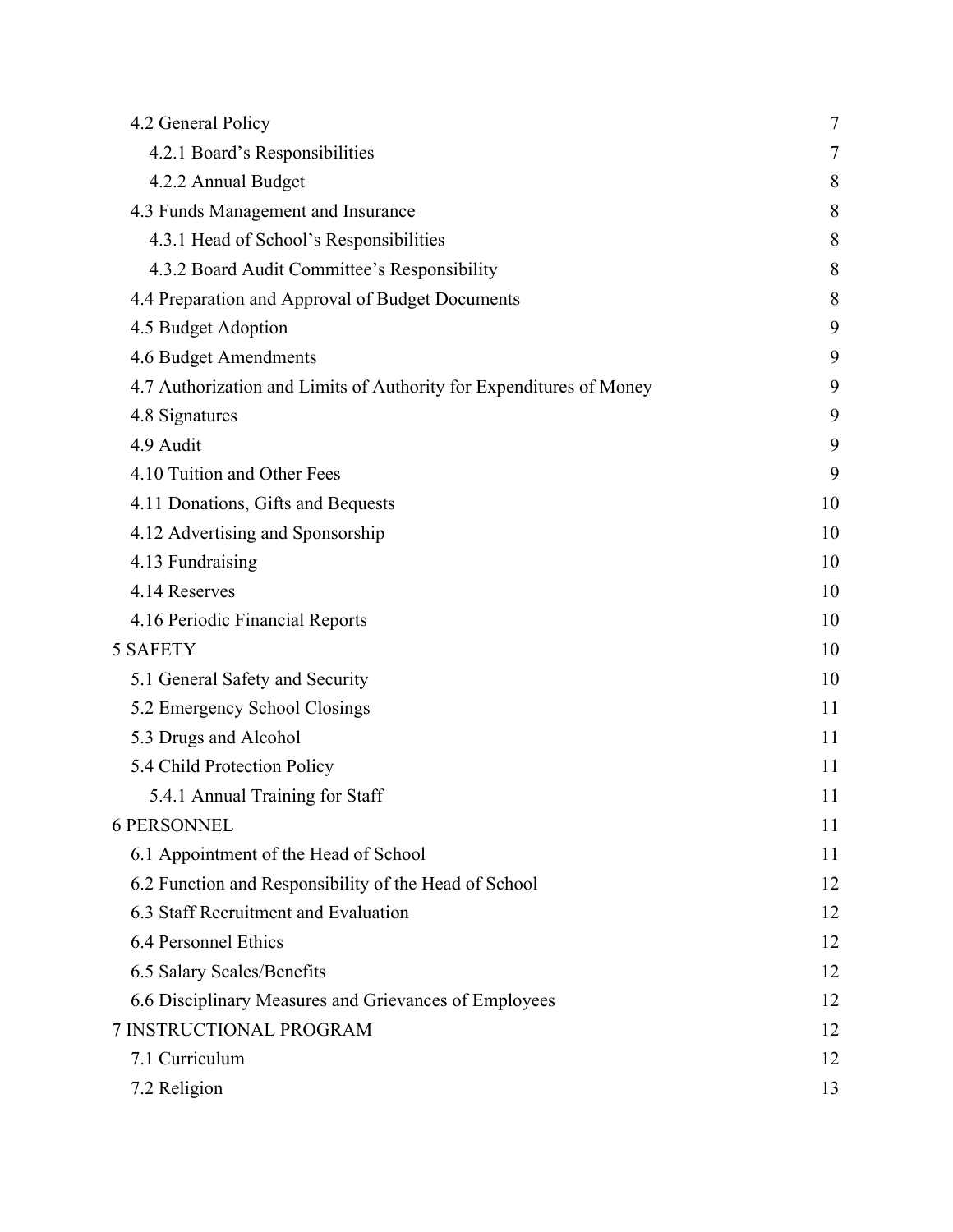- 4.2 General Policy 7
  - 4.2.1 Board's Responsibilities 7
  - 4.2.2 Annual Budget 8
- 4.3 Funds Management and Insurance 8
  - 4.3.1 Head of School's Responsibilities 8
  - 4.3.2 Board Audit Committee's Responsibility 8
- 4.4 Preparation and Approval of Budget Documents 8
- 4.5 Budget Adoption 9
- 4.6 Budget Amendments 9
- 4.7 Authorization and Limits of Authority for Expenditures of Money 9
- 4.8 Signatures 9
- 4.9 Audit 9
- 4.10 Tuition and Other Fees 9
- 4.11 Donations, Gifts and Bequests 10
- 4.12 Advertising and Sponsorship 10
- 4.13 Fundraising 10
- 4.14 Reserves 10
- 4.16 Periodic Financial Reports 10

5 SAFETY 10

- 5.1 General Safety and Security 10
- 5.2 Emergency School Closings 11
- 5.3 Drugs and Alcohol 11
- 5.4 Child Protection Policy 11
  - 5.4.1 Annual Training for Staff 11

6 PERSONNEL 11

- 6.1 Appointment of the Head of School 11
- 6.2 Function and Responsibility of the Head of School 12
- 6.3 Staff Recruitment and Evaluation 12
- 6.4 Personnel Ethics 12
- 6.5 Salary Scales/Benefits 12
- 6.6 Disciplinary Measures and Grievances of Employees 12

7 INSTRUCTIONAL PROGRAM 12

- 7.1 Curriculum 12
- 7.2 Religion 13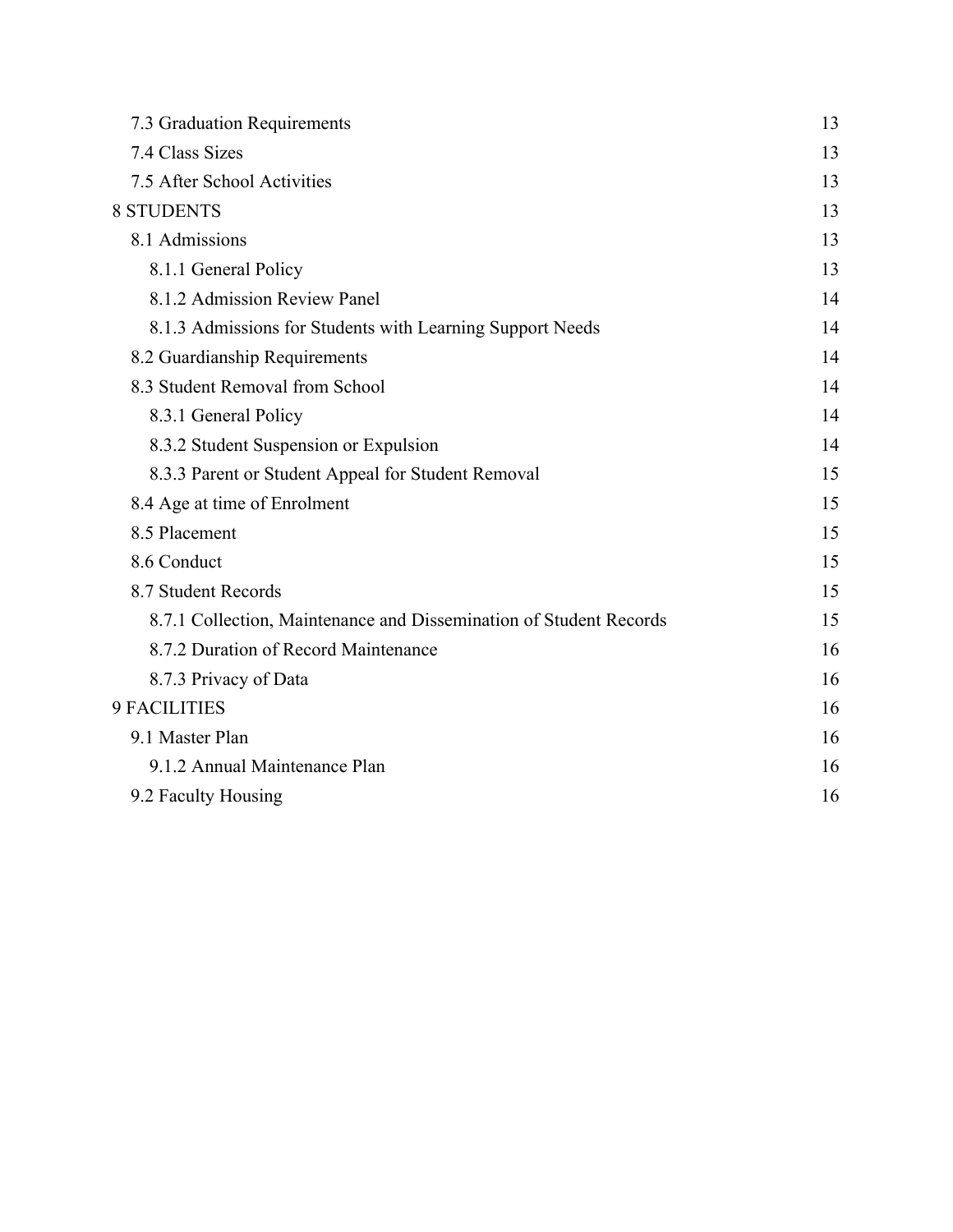- 7.3 Graduation Requirements 13
- 7.4 Class Sizes 13
- 7.5 After School Activities 13

8 STUDENTS 13

- 8.1 Admissions 13
  - 8.1.1 General Policy 13
  - 8.1.2 Admission Review Panel 14
  - 8.1.3 Admissions for Students with Learning Support Needs 14
- 8.2 Guardianship Requirements 14
- 8.3 Student Removal from School 14
  - 8.3.1 General Policy 14
  - 8.3.2 Student Suspension or Expulsion 14
  - 8.3.3 Parent or Student Appeal for Student Removal 15
- 8.4 Age at time of Enrolment 15
- 8.5 Placement 15
- 8.6 Conduct 15
- 8.7 Student Records 15
  - 8.7.1 Collection, Maintenance and Dissemination of Student Records 15
  - 8.7.2 Duration of Record Maintenance 16
  - 8.7.3 Privacy of Data 16

9 FACILITIES 16

- 9.1 Master Plan 16
  - 9.1.2 Annual Maintenance Plan 16
- 9.2 Faculty Housing 16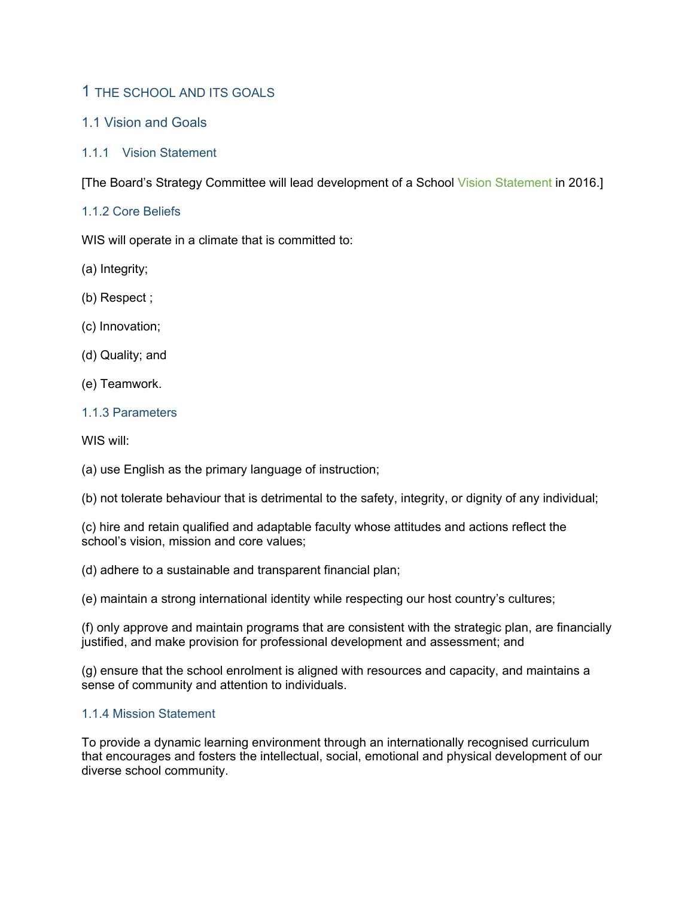# 1 THE SCHOOL AND ITS GOALS

## 1.1 Vision and Goals

### 1.1.1 Vision Statement

[The Board's Strategy Committee will lead development of a School Vision Statement in 2016.]

### 1.1.2 Core Beliefs

WIS will operate in a climate that is committed to:

(a) Integrity;

(b) Respect ;

(c) Innovation;

(d) Quality; and

(e) Teamwork.

### 1.1.3 Parameters

WIS will:

(a) use English as the primary language of instruction;

(b) not tolerate behaviour that is detrimental to the safety, integrity, or dignity of any individual;

(c) hire and retain qualified and adaptable faculty whose attitudes and actions reflect the school's vision, mission and core values;

(d) adhere to a sustainable and transparent financial plan;

(e) maintain a strong international identity while respecting our host country's cultures;

(f) only approve and maintain programs that are consistent with the strategic plan, are financially justified, and make provision for professional development and assessment; and

(g) ensure that the school enrolment is aligned with resources and capacity, and maintains a sense of community and attention to individuals.

### 1.1.4 Mission Statement

To provide a dynamic learning environment through an internationally recognised curriculum that encourages and fosters the intellectual, social, emotional and physical development of our diverse school community.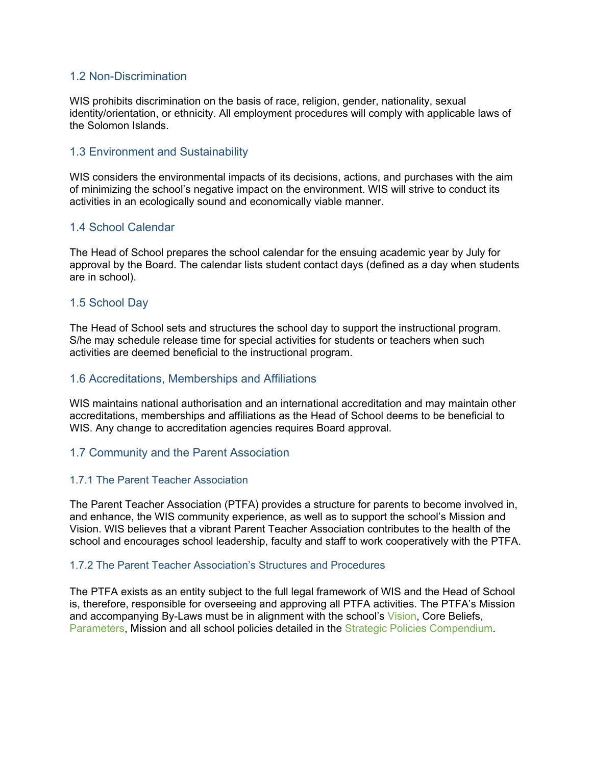## 1.2 Non-Discrimination

WIS prohibits discrimination on the basis of race, religion, gender, nationality, sexual identity/orientation, or ethnicity. All employment procedures will comply with applicable laws of the Solomon Islands.

## 1.3 Environment and Sustainability

WIS considers the environmental impacts of its decisions, actions, and purchases with the aim of minimizing the school's negative impact on the environment. WIS will strive to conduct its activities in an ecologically sound and economically viable manner.

## 1.4 School Calendar

The Head of School prepares the school calendar for the ensuing academic year by July for approval by the Board. The calendar lists student contact days (defined as a day when students are in school).

## 1.5 School Day

The Head of School sets and structures the school day to support the instructional program. S/he may schedule release time for special activities for students or teachers when such activities are deemed beneficial to the instructional program.

## 1.6 Accreditations, Memberships and Affiliations

WIS maintains national authorisation and an international accreditation and may maintain other accreditations, memberships and affiliations as the Head of School deems to be beneficial to WIS. Any change to accreditation agencies requires Board approval.

## 1.7 Community and the Parent Association

### 1.7.1 The Parent Teacher Association

The Parent Teacher Association (PTFA) provides a structure for parents to become involved in, and enhance, the WIS community experience, as well as to support the school's Mission and Vision. WIS believes that a vibrant Parent Teacher Association contributes to the health of the school and encourages school leadership, faculty and staff to work cooperatively with the PTFA.

### 1.7.2 The Parent Teacher Association's Structures and Procedures

The PTFA exists as an entity subject to the full legal framework of WIS and the Head of School is, therefore, responsible for overseeing and approving all PTFA activities. The PTFA's Mission and accompanying By-Laws must be in alignment with the school's Vision, Core Beliefs, Parameters, Mission and all school policies detailed in the Strategic Policies Compendium.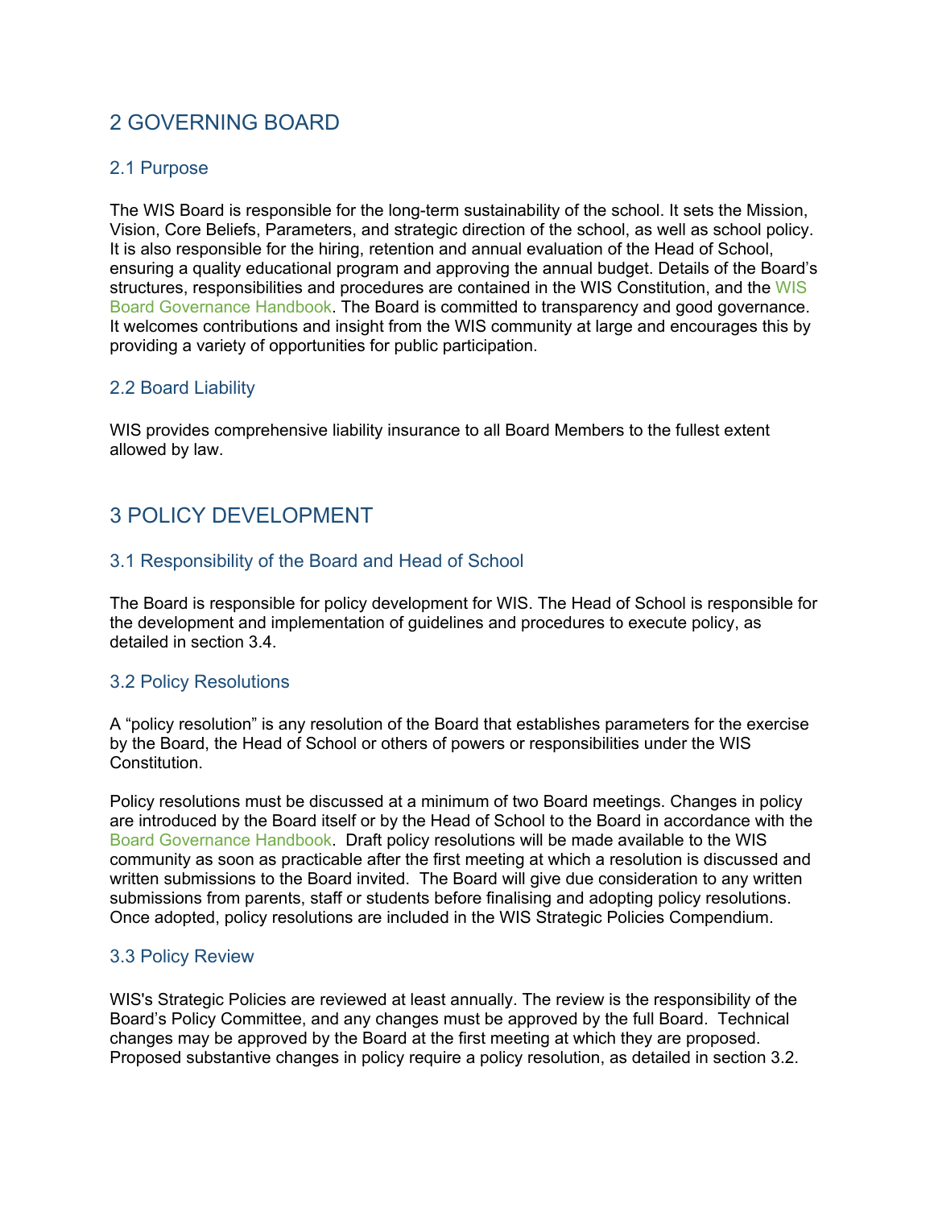# 2 GOVERNING BOARD

## 2.1 Purpose

The WIS Board is responsible for the long-term sustainability of the school. It sets the Mission, Vision, Core Beliefs, Parameters, and strategic direction of the school, as well as school policy. It is also responsible for the hiring, retention and annual evaluation of the Head of School, ensuring a quality educational program and approving the annual budget. Details of the Board's structures, responsibilities and procedures are contained in the WIS Constitution, and the WIS Board Governance Handbook. The Board is committed to transparency and good governance. It welcomes contributions and insight from the WIS community at large and encourages this by providing a variety of opportunities for public participation.

## 2.2 Board Liability

WIS provides comprehensive liability insurance to all Board Members to the fullest extent allowed by law.

# 3 POLICY DEVELOPMENT

## 3.1 Responsibility of the Board and Head of School

The Board is responsible for policy development for WIS. The Head of School is responsible for the development and implementation of guidelines and procedures to execute policy, as detailed in section 3.4.

## 3.2 Policy Resolutions

A "policy resolution" is any resolution of the Board that establishes parameters for the exercise by the Board, the Head of School or others of powers or responsibilities under the WIS Constitution.

Policy resolutions must be discussed at a minimum of two Board meetings. Changes in policy are introduced by the Board itself or by the Head of School to the Board in accordance with the Board Governance Handbook. Draft policy resolutions will be made available to the WIS community as soon as practicable after the first meeting at which a resolution is discussed and written submissions to the Board invited. The Board will give due consideration to any written submissions from parents, staff or students before finalising and adopting policy resolutions. Once adopted, policy resolutions are included in the WIS Strategic Policies Compendium.

## 3.3 Policy Review

WIS's Strategic Policies are reviewed at least annually. The review is the responsibility of the Board's Policy Committee, and any changes must be approved by the full Board. Technical changes may be approved by the Board at the first meeting at which they are proposed. Proposed substantive changes in policy require a policy resolution, as detailed in section 3.2.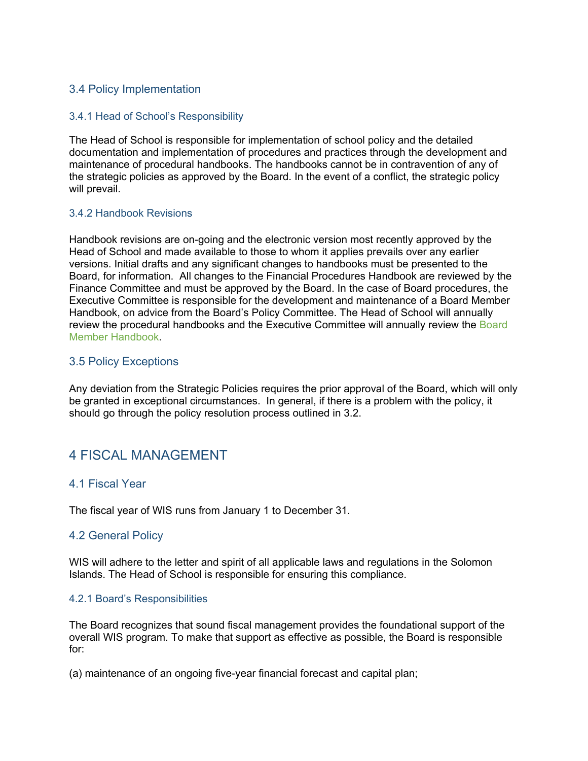### 3.4 Policy Implementation

#### 3.4.1 Head of School's Responsibility

The Head of School is responsible for implementation of school policy and the detailed documentation and implementation of procedures and practices through the development and maintenance of procedural handbooks. The handbooks cannot be in contravention of any of the strategic policies as approved by the Board. In the event of a conflict, the strategic policy will prevail.

#### 3.4.2 Handbook Revisions

Handbook revisions are on-going and the electronic version most recently approved by the Head of School and made available to those to whom it applies prevails over any earlier versions. Initial drafts and any significant changes to handbooks must be presented to the Board, for information. All changes to the Financial Procedures Handbook are reviewed by the Finance Committee and must be approved by the Board. In the case of Board procedures, the Executive Committee is responsible for the development and maintenance of a Board Member Handbook, on advice from the Board's Policy Committee. The Head of School will annually review the procedural handbooks and the Executive Committee will annually review the Board Member Handbook.

### 3.5 Policy Exceptions

Any deviation from the Strategic Policies requires the prior approval of the Board, which will only be granted in exceptional circumstances. In general, if there is a problem with the policy, it should go through the policy resolution process outlined in 3.2.

## 4 FISCAL MANAGEMENT

### 4.1 Fiscal Year

The fiscal year of WIS runs from January 1 to December 31.

### 4.2 General Policy

WIS will adhere to the letter and spirit of all applicable laws and regulations in the Solomon Islands. The Head of School is responsible for ensuring this compliance.

#### 4.2.1 Board's Responsibilities

The Board recognizes that sound fiscal management provides the foundational support of the overall WIS program. To make that support as effective as possible, the Board is responsible for:

(a) maintenance of an ongoing five-year financial forecast and capital plan;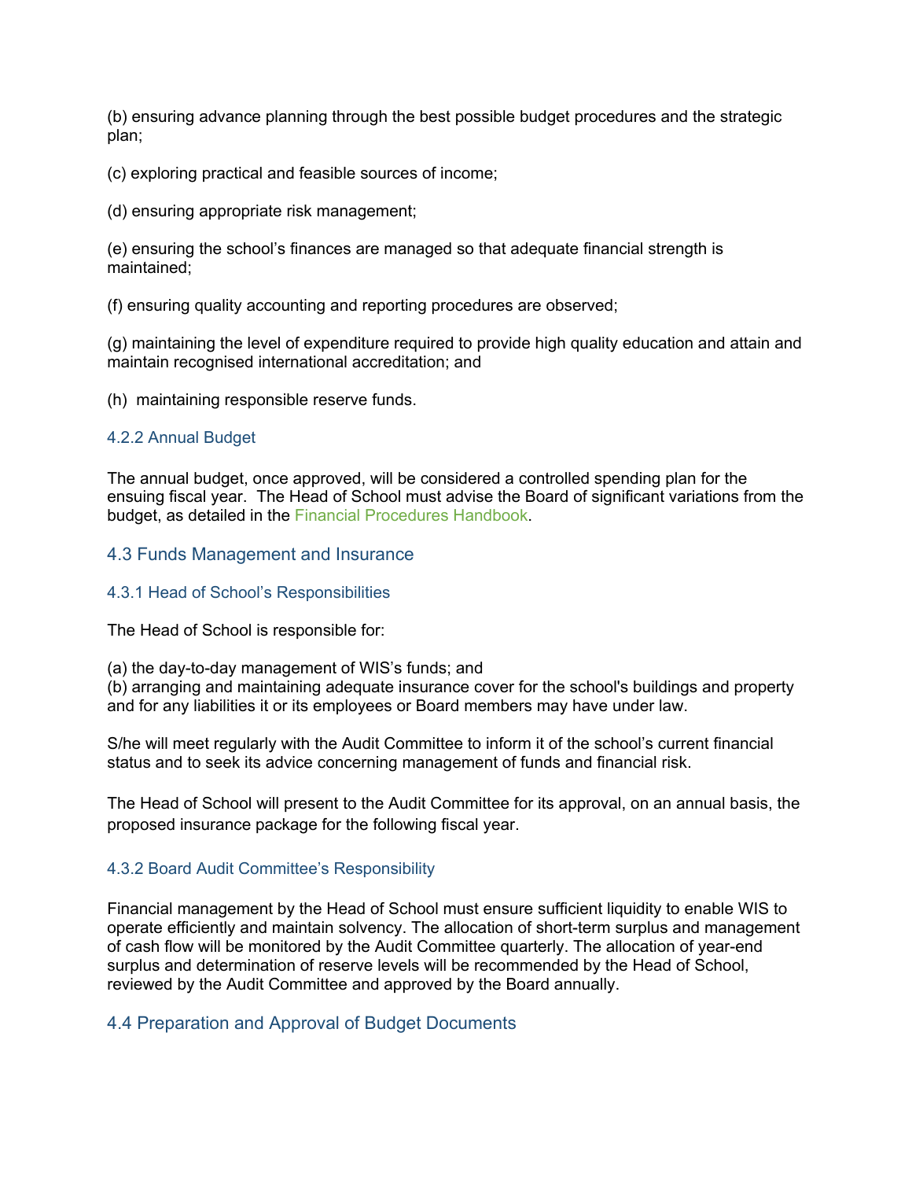(b) ensuring advance planning through the best possible budget procedures and the strategic plan;

(c) exploring practical and feasible sources of income;

(d) ensuring appropriate risk management;

(e) ensuring the school's finances are managed so that adequate financial strength is maintained;

(f) ensuring quality accounting and reporting procedures are observed;

(g) maintaining the level of expenditure required to provide high quality education and attain and maintain recognised international accreditation; and

(h) maintaining responsible reserve funds.

### 4.2.2 Annual Budget

The annual budget, once approved, will be considered a controlled spending plan for the ensuing fiscal year. The Head of School must advise the Board of significant variations from the budget, as detailed in the Financial Procedures Handbook.

## 4.3 Funds Management and Insurance

### 4.3.1 Head of School's Responsibilities

The Head of School is responsible for:

(a) the day-to-day management of WIS's funds; and
(b) arranging and maintaining adequate insurance cover for the school's buildings and property and for any liabilities it or its employees or Board members may have under law.

S/he will meet regularly with the Audit Committee to inform it of the school's current financial status and to seek its advice concerning management of funds and financial risk.

The Head of School will present to the Audit Committee for its approval, on an annual basis, the proposed insurance package for the following fiscal year.

### 4.3.2 Board Audit Committee's Responsibility

Financial management by the Head of School must ensure sufficient liquidity to enable WIS to operate efficiently and maintain solvency. The allocation of short-term surplus and management of cash flow will be monitored by the Audit Committee quarterly. The allocation of year-end surplus and determination of reserve levels will be recommended by the Head of School, reviewed by the Audit Committee and approved by the Board annually.

## 4.4 Preparation and Approval of Budget Documents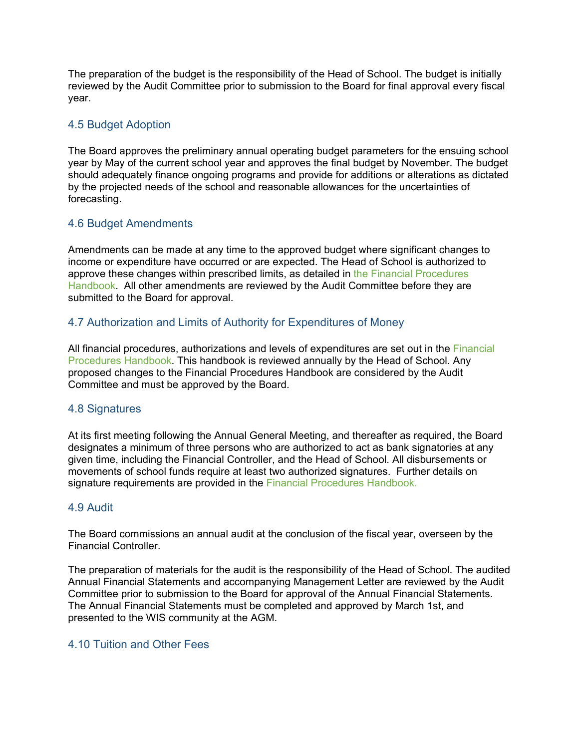The preparation of the budget is the responsibility of the Head of School. The budget is initially reviewed by the Audit Committee prior to submission to the Board for final approval every fiscal year.

### 4.5 Budget Adoption

The Board approves the preliminary annual operating budget parameters for the ensuing school year by May of the current school year and approves the final budget by November. The budget should adequately finance ongoing programs and provide for additions or alterations as dictated by the projected needs of the school and reasonable allowances for the uncertainties of forecasting.

### 4.6 Budget Amendments

Amendments can be made at any time to the approved budget where significant changes to income or expenditure have occurred or are expected. The Head of School is authorized to approve these changes within prescribed limits, as detailed in the Financial Procedures Handbook. All other amendments are reviewed by the Audit Committee before they are submitted to the Board for approval.

### 4.7 Authorization and Limits of Authority for Expenditures of Money

All financial procedures, authorizations and levels of expenditures are set out in the Financial Procedures Handbook. This handbook is reviewed annually by the Head of School. Any proposed changes to the Financial Procedures Handbook are considered by the Audit Committee and must be approved by the Board.

### 4.8 Signatures

At its first meeting following the Annual General Meeting, and thereafter as required, the Board designates a minimum of three persons who are authorized to act as bank signatories at any given time, including the Financial Controller, and the Head of School. All disbursements or movements of school funds require at least two authorized signatures. Further details on signature requirements are provided in the Financial Procedures Handbook.

### 4.9 Audit

The Board commissions an annual audit at the conclusion of the fiscal year, overseen by the Financial Controller.

The preparation of materials for the audit is the responsibility of the Head of School. The audited Annual Financial Statements and accompanying Management Letter are reviewed by the Audit Committee prior to submission to the Board for approval of the Annual Financial Statements. The Annual Financial Statements must be completed and approved by March 1st, and presented to the WIS community at the AGM.

### 4.10 Tuition and Other Fees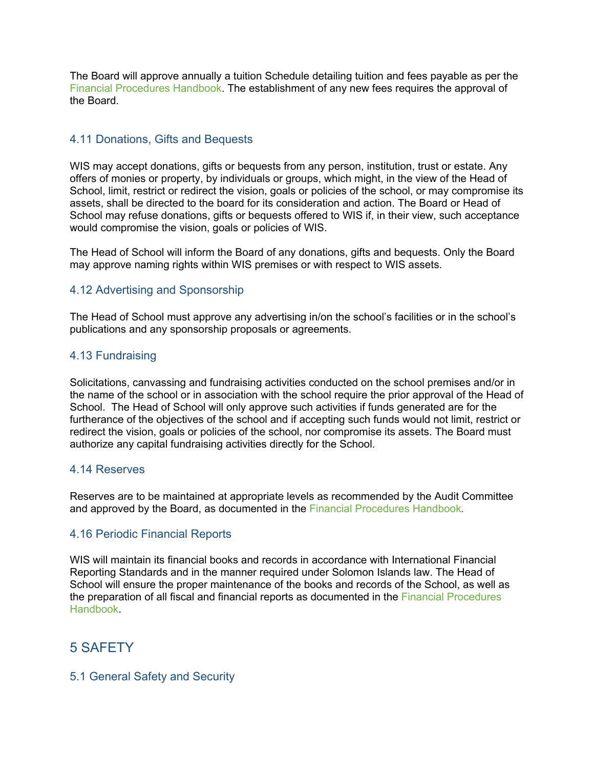The Board will approve annually a tuition Schedule detailing tuition and fees payable as per the Financial Procedures Handbook. The establishment of any new fees requires the approval of the Board.

### 4.11 Donations, Gifts and Bequests

WIS may accept donations, gifts or bequests from any person, institution, trust or estate. Any offers of monies or property, by individuals or groups, which might, in the view of the Head of School, limit, restrict or redirect the vision, goals or policies of the school, or may compromise its assets, shall be directed to the board for its consideration and action. The Board or Head of School may refuse donations, gifts or bequests offered to WIS if, in their view, such acceptance would compromise the vision, goals or policies of WIS.

The Head of School will inform the Board of any donations, gifts and bequests. Only the Board may approve naming rights within WIS premises or with respect to WIS assets.

### 4.12 Advertising and Sponsorship

The Head of School must approve any advertising in/on the school's facilities or in the school's publications and any sponsorship proposals or agreements.

### 4.13 Fundraising

Solicitations, canvassing and fundraising activities conducted on the school premises and/or in the name of the school or in association with the school require the prior approval of the Head of School. The Head of School will only approve such activities if funds generated are for the furtherance of the objectives of the school and if accepting such funds would not limit, restrict or redirect the vision, goals or policies of the school, nor compromise its assets. The Board must authorize any capital fundraising activities directly for the School.

### 4.14 Reserves

Reserves are to be maintained at appropriate levels as recommended by the Audit Committee and approved by the Board, as documented in the Financial Procedures Handbook.

### 4.16 Periodic Financial Reports

WIS will maintain its financial books and records in accordance with International Financial Reporting Standards and in the manner required under Solomon Islands law. The Head of School will ensure the proper maintenance of the books and records of the School, as well as the preparation of all fiscal and financial reports as documented in the Financial Procedures Handbook.

## 5 SAFETY

### 5.1 General Safety and Security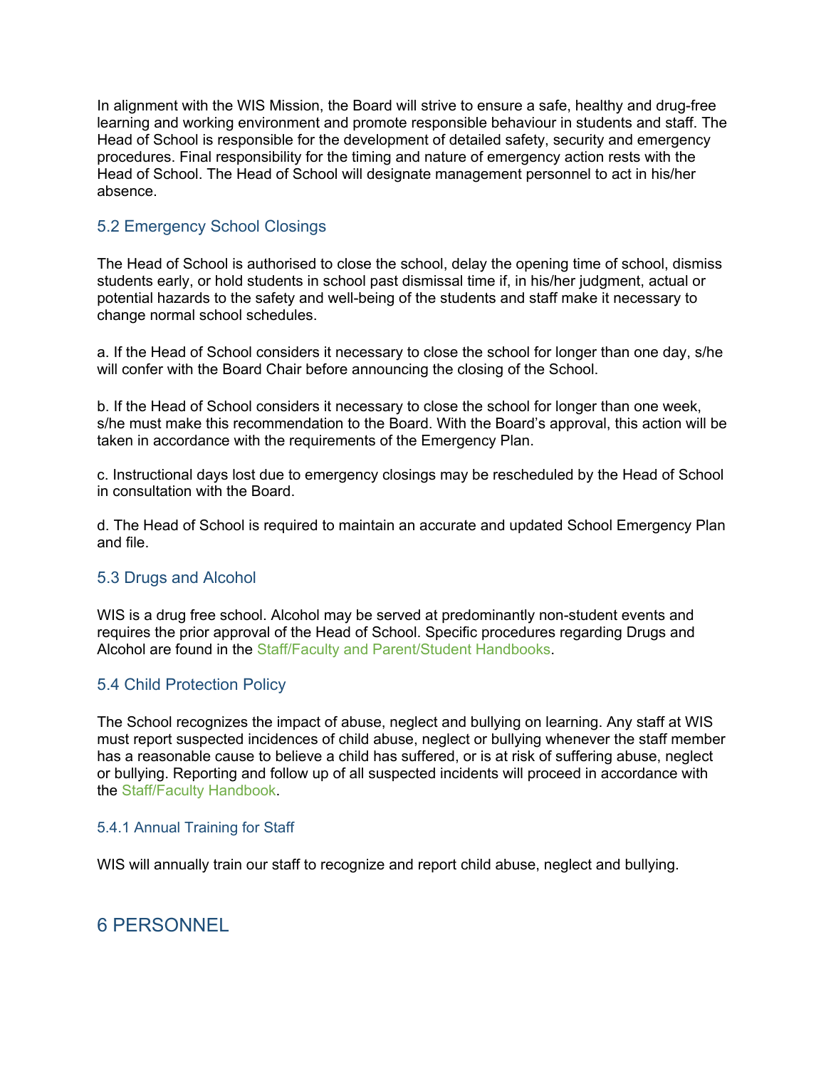In alignment with the WIS Mission, the Board will strive to ensure a safe, healthy and drug-free learning and working environment and promote responsible behaviour in students and staff. The Head of School is responsible for the development of detailed safety, security and emergency procedures. Final responsibility for the timing and nature of emergency action rests with the Head of School. The Head of School will designate management personnel to act in his/her absence.

### 5.2 Emergency School Closings

The Head of School is authorised to close the school, delay the opening time of school, dismiss students early, or hold students in school past dismissal time if, in his/her judgment, actual or potential hazards to the safety and well-being of the students and staff make it necessary to change normal school schedules.

a. If the Head of School considers it necessary to close the school for longer than one day, s/he will confer with the Board Chair before announcing the closing of the School.

b. If the Head of School considers it necessary to close the school for longer than one week, s/he must make this recommendation to the Board. With the Board's approval, this action will be taken in accordance with the requirements of the Emergency Plan.

c. Instructional days lost due to emergency closings may be rescheduled by the Head of School in consultation with the Board.

d. The Head of School is required to maintain an accurate and updated School Emergency Plan and file.

### 5.3 Drugs and Alcohol

WIS is a drug free school. Alcohol may be served at predominantly non-student events and requires the prior approval of the Head of School. Specific procedures regarding Drugs and Alcohol are found in the Staff/Faculty and Parent/Student Handbooks.

### 5.4 Child Protection Policy

The School recognizes the impact of abuse, neglect and bullying on learning. Any staff at WIS must report suspected incidences of child abuse, neglect or bullying whenever the staff member has a reasonable cause to believe a child has suffered, or is at risk of suffering abuse, neglect or bullying. Reporting and follow up of all suspected incidents will proceed in accordance with the Staff/Faculty Handbook.

#### 5.4.1 Annual Training for Staff

WIS will annually train our staff to recognize and report child abuse, neglect and bullying.

## 6 PERSONNEL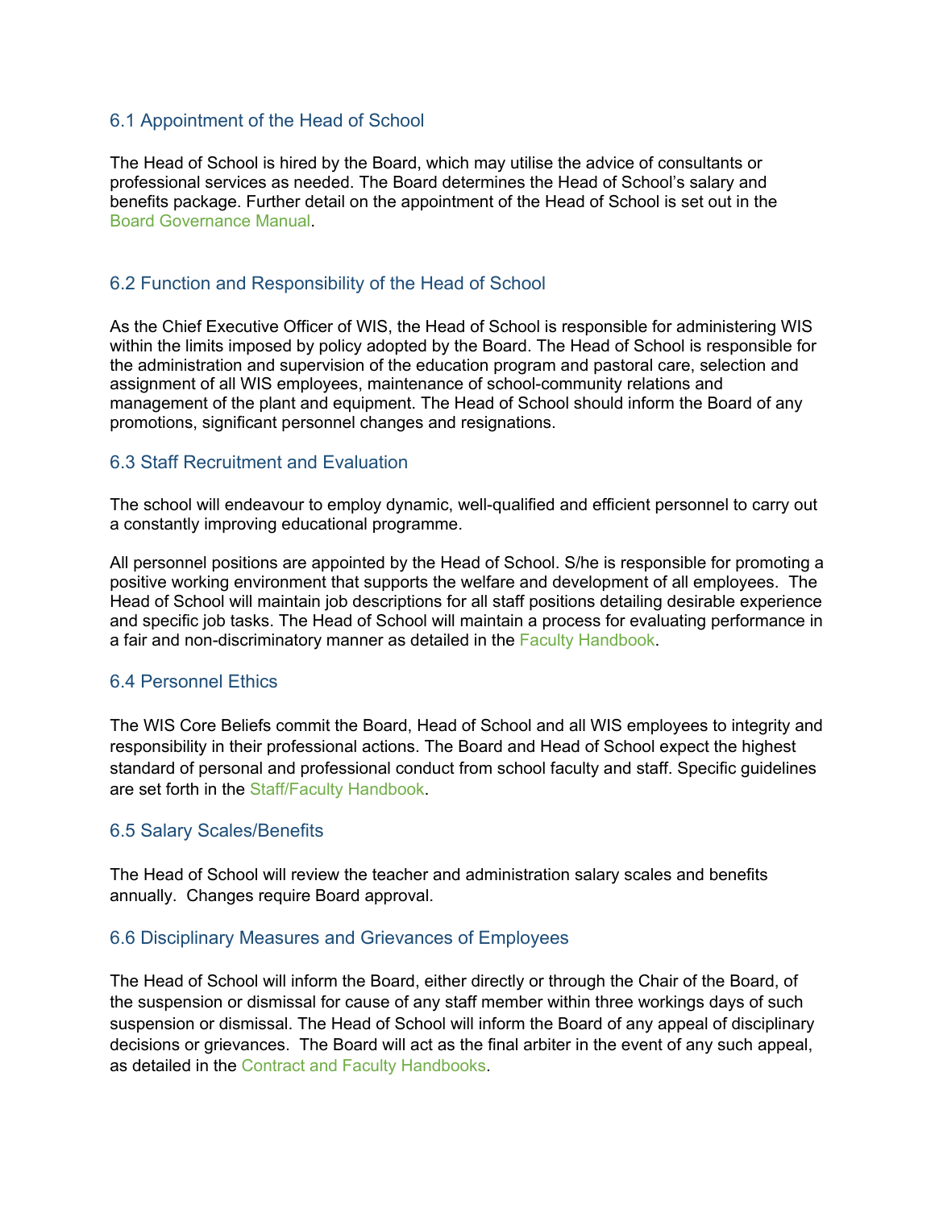## 6.1 Appointment of the Head of School

The Head of School is hired by the Board, which may utilise the advice of consultants or professional services as needed. The Board determines the Head of School's salary and benefits package. Further detail on the appointment of the Head of School is set out in the Board Governance Manual.

## 6.2 Function and Responsibility of the Head of School

As the Chief Executive Officer of WIS, the Head of School is responsible for administering WIS within the limits imposed by policy adopted by the Board. The Head of School is responsible for the administration and supervision of the education program and pastoral care, selection and assignment of all WIS employees, maintenance of school-community relations and management of the plant and equipment. The Head of School should inform the Board of any promotions, significant personnel changes and resignations.

## 6.3 Staff Recruitment and Evaluation

The school will endeavour to employ dynamic, well-qualified and efficient personnel to carry out a constantly improving educational programme.

All personnel positions are appointed by the Head of School. S/he is responsible for promoting a positive working environment that supports the welfare and development of all employees. The Head of School will maintain job descriptions for all staff positions detailing desirable experience and specific job tasks. The Head of School will maintain a process for evaluating performance in a fair and non-discriminatory manner as detailed in the Faculty Handbook.

## 6.4 Personnel Ethics

The WIS Core Beliefs commit the Board, Head of School and all WIS employees to integrity and responsibility in their professional actions. The Board and Head of School expect the highest standard of personal and professional conduct from school faculty and staff. Specific guidelines are set forth in the Staff/Faculty Handbook.

## 6.5 Salary Scales/Benefits

The Head of School will review the teacher and administration salary scales and benefits annually. Changes require Board approval.

## 6.6 Disciplinary Measures and Grievances of Employees

The Head of School will inform the Board, either directly or through the Chair of the Board, of the suspension or dismissal for cause of any staff member within three workings days of such suspension or dismissal. The Head of School will inform the Board of any appeal of disciplinary decisions or grievances. The Board will act as the final arbiter in the event of any such appeal, as detailed in the Contract and Faculty Handbooks.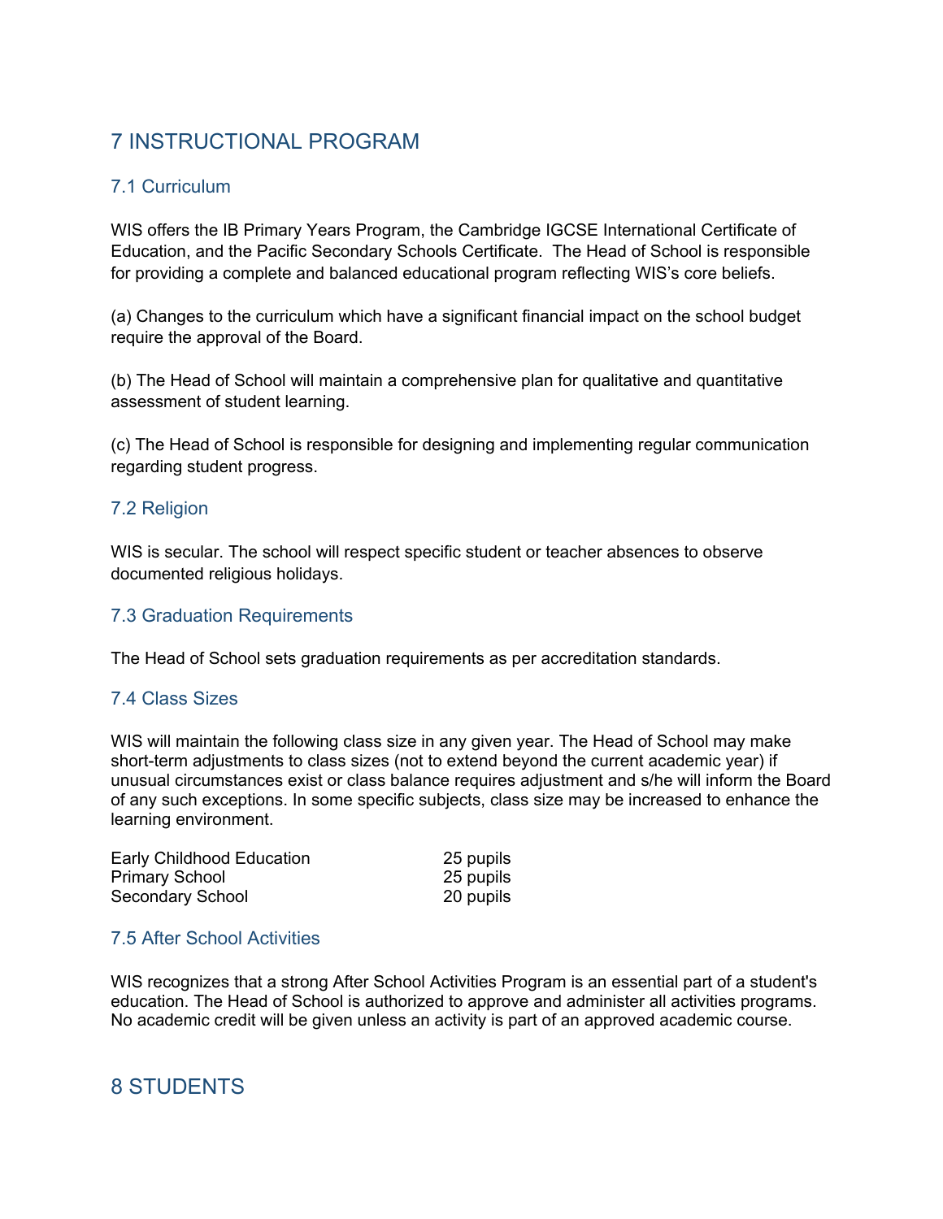# 7 INSTRUCTIONAL PROGRAM

## 7.1 Curriculum

WIS offers the IB Primary Years Program, the Cambridge IGCSE International Certificate of Education, and the Pacific Secondary Schools Certificate.  The Head of School is responsible for providing a complete and balanced educational program reflecting WIS's core beliefs.

(a) Changes to the curriculum which have a significant financial impact on the school budget require the approval of the Board.

(b) The Head of School will maintain a comprehensive plan for qualitative and quantitative assessment of student learning.

(c) The Head of School is responsible for designing and implementing regular communication regarding student progress.

## 7.2 Religion

WIS is secular. The school will respect specific student or teacher absences to observe documented religious holidays.

## 7.3 Graduation Requirements

The Head of School sets graduation requirements as per accreditation standards.

## 7.4 Class Sizes

WIS will maintain the following class size in any given year. The Head of School may make short-term adjustments to class sizes (not to extend beyond the current academic year) if unusual circumstances exist or class balance requires adjustment and s/he will inform the Board of any such exceptions. In some specific subjects, class size may be increased to enhance the learning environment.

| | |
|---|---|
| Early Childhood Education | 25 pupils |
| Primary School | 25 pupils |
| Secondary School | 20 pupils |

## 7.5 After School Activities

WIS recognizes that a strong After School Activities Program is an essential part of a student's education. The Head of School is authorized to approve and administer all activities programs. No academic credit will be given unless an activity is part of an approved academic course.

# 8 STUDENTS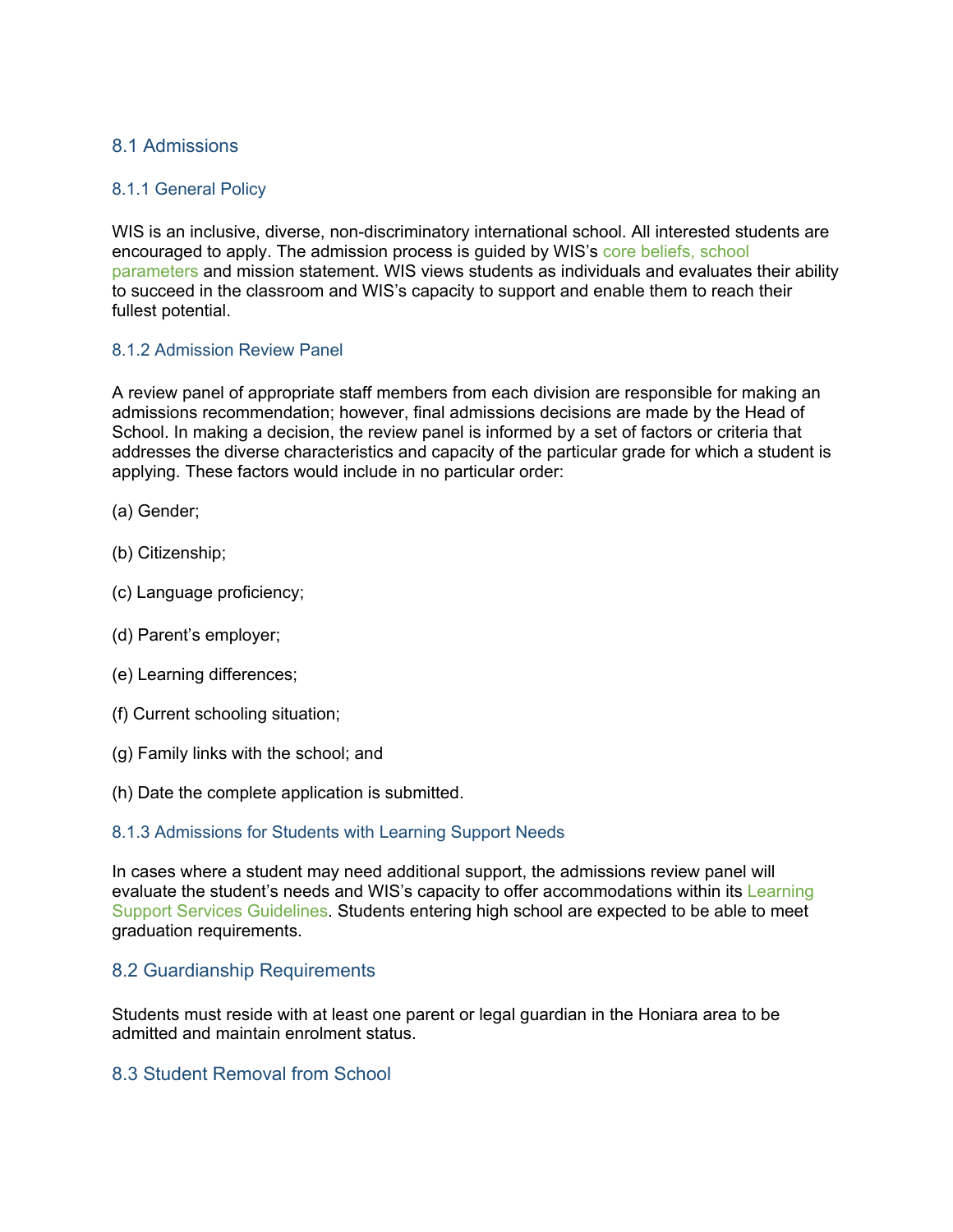## 8.1 Admissions

### 8.1.1 General Policy

WIS is an inclusive, diverse, non-discriminatory international school. All interested students are encouraged to apply. The admission process is guided by WIS's core beliefs, school parameters and mission statement. WIS views students as individuals and evaluates their ability to succeed in the classroom and WIS's capacity to support and enable them to reach their fullest potential.

### 8.1.2 Admission Review Panel

A review panel of appropriate staff members from each division are responsible for making an admissions recommendation; however, final admissions decisions are made by the Head of School. In making a decision, the review panel is informed by a set of factors or criteria that addresses the diverse characteristics and capacity of the particular grade for which a student is applying. These factors would include in no particular order:

(a) Gender;

(b) Citizenship;

(c) Language proficiency;

(d) Parent's employer;

(e) Learning differences;

(f) Current schooling situation;

(g) Family links with the school; and

(h) Date the complete application is submitted.

### 8.1.3 Admissions for Students with Learning Support Needs

In cases where a student may need additional support, the admissions review panel will evaluate the student's needs and WIS's capacity to offer accommodations within its Learning Support Services Guidelines. Students entering high school are expected to be able to meet graduation requirements.

## 8.2 Guardianship Requirements

Students must reside with at least one parent or legal guardian in the Honiara area to be admitted and maintain enrolment status.

## 8.3 Student Removal from School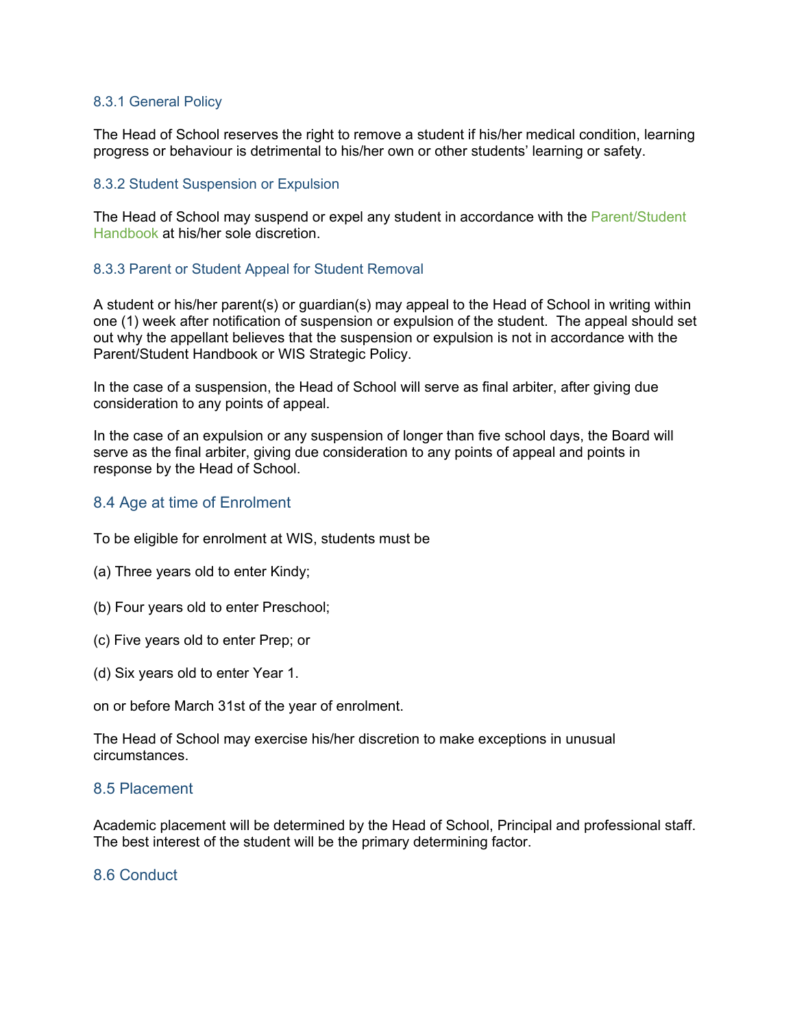### 8.3.1 General Policy

The Head of School reserves the right to remove a student if his/her medical condition, learning progress or behaviour is detrimental to his/her own or other students' learning or safety.

### 8.3.2 Student Suspension or Expulsion

The Head of School may suspend or expel any student in accordance with the Parent/Student Handbook at his/her sole discretion.

### 8.3.3 Parent or Student Appeal for Student Removal

A student or his/her parent(s) or guardian(s) may appeal to the Head of School in writing within one (1) week after notification of suspension or expulsion of the student.  The appeal should set out why the appellant believes that the suspension or expulsion is not in accordance with the Parent/Student Handbook or WIS Strategic Policy.

In the case of a suspension, the Head of School will serve as final arbiter, after giving due consideration to any points of appeal.

In the case of an expulsion or any suspension of longer than five school days, the Board will serve as the final arbiter, giving due consideration to any points of appeal and points in response by the Head of School.

## 8.4 Age at time of Enrolment

To be eligible for enrolment at WIS, students must be

(a) Three years old to enter Kindy;

(b) Four years old to enter Preschool;

(c) Five years old to enter Prep; or

(d) Six years old to enter Year 1.

on or before March 31st of the year of enrolment.

The Head of School may exercise his/her discretion to make exceptions in unusual circumstances.

## 8.5 Placement

Academic placement will be determined by the Head of School, Principal and professional staff. The best interest of the student will be the primary determining factor.

## 8.6 Conduct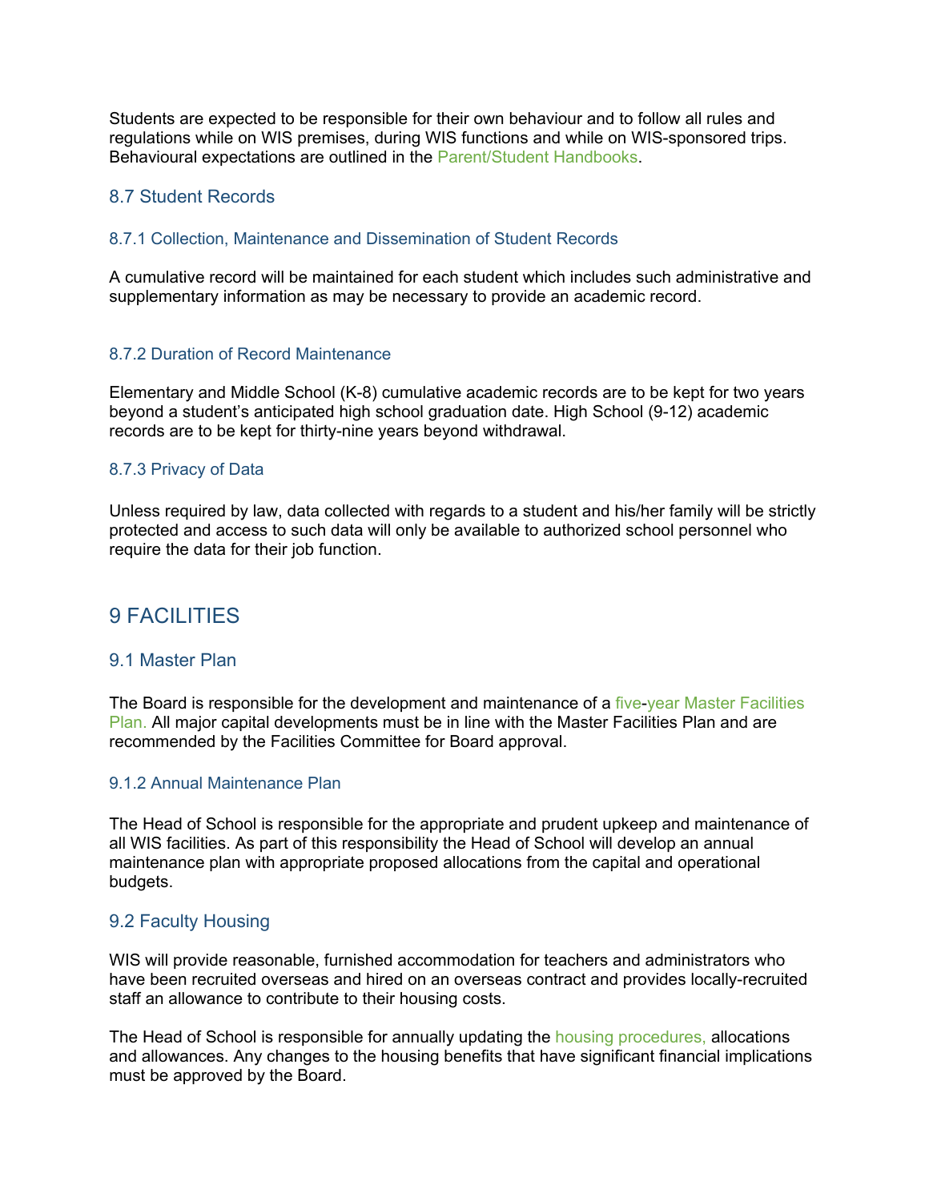Students are expected to be responsible for their own behaviour and to follow all rules and regulations while on WIS premises, during WIS functions and while on WIS-sponsored trips. Behavioural expectations are outlined in the Parent/Student Handbooks.

## 8.7 Student Records

### 8.7.1 Collection, Maintenance and Dissemination of Student Records

A cumulative record will be maintained for each student which includes such administrative and supplementary information as may be necessary to provide an academic record.

### 8.7.2 Duration of Record Maintenance

Elementary and Middle School (K-8) cumulative academic records are to be kept for two years beyond a student's anticipated high school graduation date. High School (9-12) academic records are to be kept for thirty-nine years beyond withdrawal.

### 8.7.3 Privacy of Data

Unless required by law, data collected with regards to a student and his/her family will be strictly protected and access to such data will only be available to authorized school personnel who require the data for their job function.

# 9 FACILITIES

## 9.1 Master Plan

The Board is responsible for the development and maintenance of a five-year Master Facilities Plan. All major capital developments must be in line with the Master Facilities Plan and are recommended by the Facilities Committee for Board approval.

### 9.1.2 Annual Maintenance Plan

The Head of School is responsible for the appropriate and prudent upkeep and maintenance of all WIS facilities. As part of this responsibility the Head of School will develop an annual maintenance plan with appropriate proposed allocations from the capital and operational budgets.

## 9.2 Faculty Housing

WIS will provide reasonable, furnished accommodation for teachers and administrators who have been recruited overseas and hired on an overseas contract and provides locally-recruited staff an allowance to contribute to their housing costs.

The Head of School is responsible for annually updating the housing procedures, allocations and allowances. Any changes to the housing benefits that have significant financial implications must be approved by the Board.